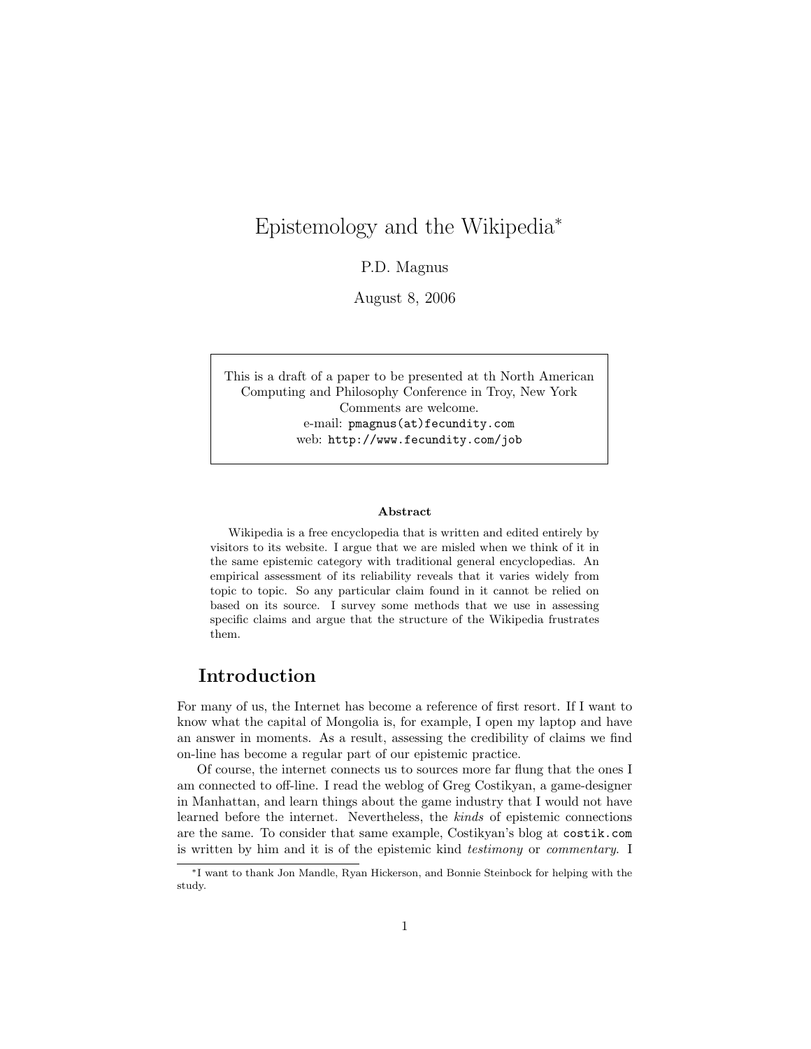# Epistemology and the Wikipedia*

P.D. Magnus

August 8, 2006

This is a draft of a paper to be presented at th North American Computing and Philosophy Conference in Troy, New York
Comments are welcome.
e-mail: pmagnus(at)fecundity.com
web: http://www.fecundity.com/job

**Abstract**

Wikipedia is a free encyclopedia that is written and edited entirely by visitors to its website. I argue that we are misled when we think of it in the same epistemic category with traditional general encyclopedias. An empirical assessment of its reliability reveals that it varies widely from topic to topic. So any particular claim found in it cannot be relied on based on its source. I survey some methods that we use in assessing specific claims and argue that the structure of the Wikipedia frustrates them.

## Introduction

For many of us, the Internet has become a reference of first resort. If I want to know what the capital of Mongolia is, for example, I open my laptop and have an answer in moments. As a result, assessing the credibility of claims we find on-line has become a regular part of our epistemic practice.

Of course, the internet connects us to sources more far flung that the ones I am connected to off-line. I read the weblog of Greg Costikyan, a game-designer in Manhattan, and learn things about the game industry that I would not have learned before the internet. Nevertheless, the *kinds* of epistemic connections are the same. To consider that same example, Costikyan's blog at `costik.com` is written by him and it is of the epistemic kind *testimony* or *commentary*. I

*I want to thank Jon Mandle, Ryan Hickerson, and Bonnie Steinbock for helping with the study.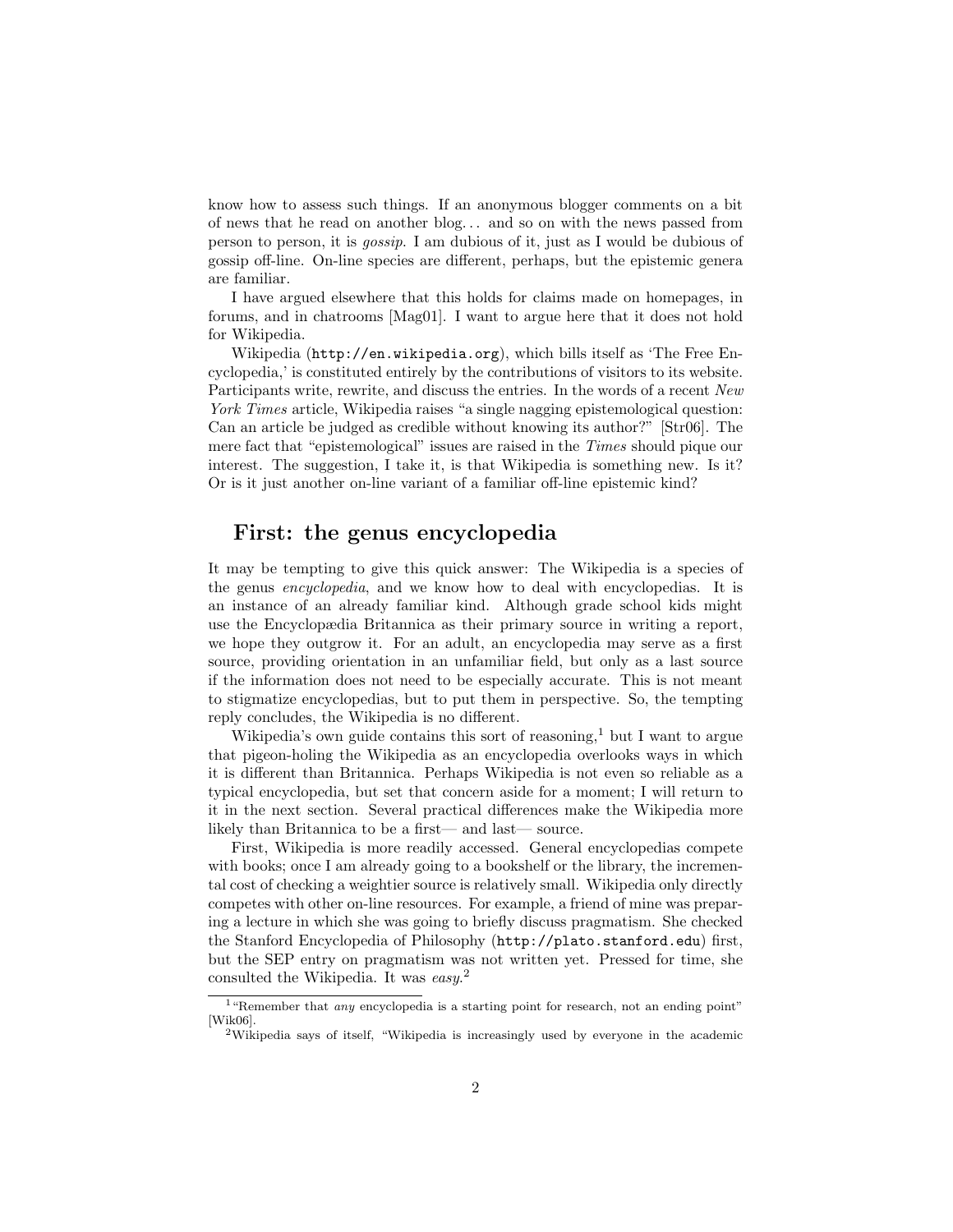know how to assess such things. If an anonymous blogger comments on a bit of news that he read on another blog. . . and so on with the news passed from person to person, it is *gossip*. I am dubious of it, just as I would be dubious of gossip off-line. On-line species are different, perhaps, but the epistemic genera are familiar.

I have argued elsewhere that this holds for claims made on homepages, in forums, and in chatrooms [Mag01]. I want to argue here that it does not hold for Wikipedia.

Wikipedia (`http://en.wikipedia.org`), which bills itself as 'The Free Encyclopedia,' is constituted entirely by the contributions of visitors to its website. Participants write, rewrite, and discuss the entries. In the words of a recent *New York Times* article, Wikipedia raises "a single nagging epistemological question: Can an article be judged as credible without knowing its author?" [Str06]. The mere fact that "epistemological" issues are raised in the *Times* should pique our interest. The suggestion, I take it, is that Wikipedia is something new. Is it? Or is it just another on-line variant of a familiar off-line epistemic kind?

## First: the genus encyclopedia

It may be tempting to give this quick answer: The Wikipedia is a species of the genus *encyclopedia*, and we know how to deal with encyclopedias. It is an instance of an already familiar kind. Although grade school kids might use the Encyclopædia Britannica as their primary source in writing a report, we hope they outgrow it. For an adult, an encyclopedia may serve as a first source, providing orientation in an unfamiliar field, but only as a last source if the information does not need to be especially accurate. This is not meant to stigmatize encyclopedias, but to put them in perspective. So, the tempting reply concludes, the Wikipedia is no different.

Wikipedia's own guide contains this sort of reasoning,[1] but I want to argue that pigeon-holing the Wikipedia as an encyclopedia overlooks ways in which it is different than Britannica. Perhaps Wikipedia is not even so reliable as a typical encyclopedia, but set that concern aside for a moment; I will return to it in the next section. Several practical differences make the Wikipedia more likely than Britannica to be a first— and last— source.

First, Wikipedia is more readily accessed. General encyclopedias compete with books; once I am already going to a bookshelf or the library, the incremental cost of checking a weightier source is relatively small. Wikipedia only directly competes with other on-line resources. For example, a friend of mine was preparing a lecture in which she was going to briefly discuss pragmatism. She checked the Stanford Encyclopedia of Philosophy (`http://plato.stanford.edu`) first, but the SEP entry on pragmatism was not written yet. Pressed for time, she consulted the Wikipedia. It was *easy*.[2]

---

[1] "Remember that *any* encyclopedia is a starting point for research, not an ending point" [Wik06].

[2] Wikipedia says of itself, "Wikipedia is increasingly used by everyone in the academic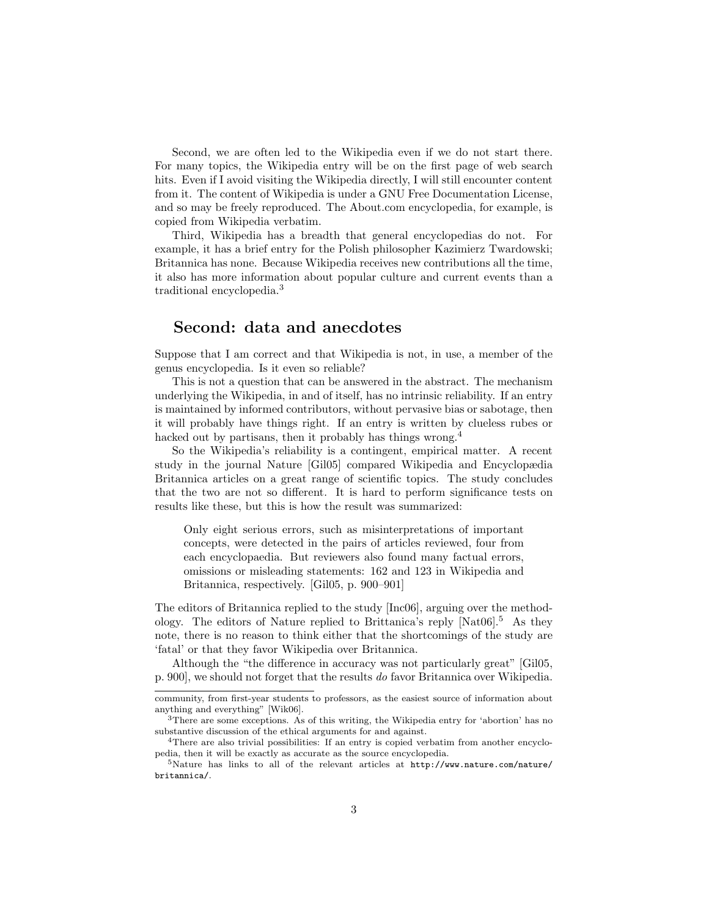Second, we are often led to the Wikipedia even if we do not start there. For many topics, the Wikipedia entry will be on the first page of web search hits. Even if I avoid visiting the Wikipedia directly, I will still encounter content from it. The content of Wikipedia is under a GNU Free Documentation License, and so may be freely reproduced. The About.com encyclopedia, for example, is copied from Wikipedia verbatim.

Third, Wikipedia has a breadth that general encyclopedias do not. For example, it has a brief entry for the Polish philosopher Kazimierz Twardowski; Britannica has none. Because Wikipedia receives new contributions all the time, it also has more information about popular culture and current events than a traditional encyclopedia.[3]

## Second: data and anecdotes

Suppose that I am correct and that Wikipedia is not, in use, a member of the genus encyclopedia. Is it even so reliable?

This is not a question that can be answered in the abstract. The mechanism underlying the Wikipedia, in and of itself, has no intrinsic reliability. If an entry is maintained by informed contributors, without pervasive bias or sabotage, then it will probably have things right. If an entry is written by clueless rubes or hacked out by partisans, then it probably has things wrong.[4]

So the Wikipedia's reliability is a contingent, empirical matter. A recent study in the journal Nature [Gil05] compared Wikipedia and Encyclopædia Britannica articles on a great range of scientific topics. The study concludes that the two are not so different. It is hard to perform significance tests on results like these, but this is how the result was summarized:

> Only eight serious errors, such as misinterpretations of important concepts, were detected in the pairs of articles reviewed, four from each encyclopaedia. But reviewers also found many factual errors, omissions or misleading statements: 162 and 123 in Wikipedia and Britannica, respectively. [Gil05, p. 900–901]

The editors of Britannica replied to the study [Inc06], arguing over the methodology. The editors of Nature replied to Brittanica's reply [Nat06].[5] As they note, there is no reason to think either that the shortcomings of the study are 'fatal' or that they favor Wikipedia over Britannica.

Although the "the difference in accuracy was not particularly great" [Gil05, p. 900], we should not forget that the results *do* favor Britannica over Wikipedia.

---

community, from first-year students to professors, as the easiest source of information about anything and everything" [Wik06].

[3] There are some exceptions. As of this writing, the Wikipedia entry for 'abortion' has no substantive discussion of the ethical arguments for and against.

[4] There are also trivial possibilities: If an entry is copied verbatim from another encyclopedia, then it will be exactly as accurate as the source encyclopedia.

[5] Nature has links to all of the relevant articles at `http://www.nature.com/nature/britannica/`.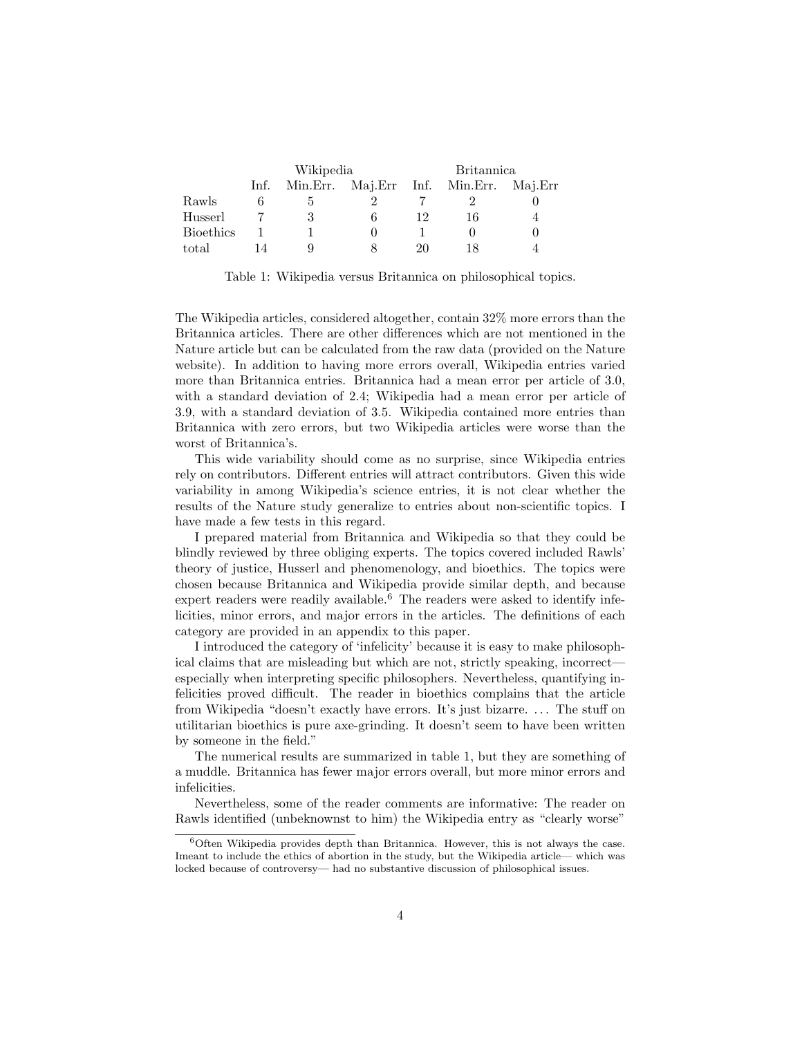| | Wikipedia | | | Britannica | | |
|---|---|---|---|---|---|---|
| | Inf. | Min.Err. | Maj.Err | Inf. | Min.Err. | Maj.Err |
| Rawls | 6 | 5 | 2 | 7 | 2 | 0 |
| Husserl | 7 | 3 | 6 | 12 | 16 | 4 |
| Bioethics | 1 | 1 | 0 | 1 | 0 | 0 |
| total | 14 | 9 | 8 | 20 | 18 | 4 |

Table 1: Wikipedia versus Britannica on philosophical topics.

The Wikipedia articles, considered altogether, contain 32% more errors than the Britannica articles. There are other differences which are not mentioned in the Nature article but can be calculated from the raw data (provided on the Nature website). In addition to having more errors overall, Wikipedia entries varied more than Britannica entries. Britannica had a mean error per article of 3.0, with a standard deviation of 2.4; Wikipedia had a mean error per article of 3.9, with a standard deviation of 3.5. Wikipedia contained more entries than Britannica with zero errors, but two Wikipedia articles were worse than the worst of Britannica's.

This wide variability should come as no surprise, since Wikipedia entries rely on contributors. Different entries will attract contributors. Given this wide variability in among Wikipedia's science entries, it is not clear whether the results of the Nature study generalize to entries about non-scientific topics. I have made a few tests in this regard.

I prepared material from Britannica and Wikipedia so that they could be blindly reviewed by three obliging experts. The topics covered included Rawls' theory of justice, Husserl and phenomenology, and bioethics. The topics were chosen because Britannica and Wikipedia provide similar depth, and because expert readers were readily available.[6] The readers were asked to identify infelicities, minor errors, and major errors in the articles. The definitions of each category are provided in an appendix to this paper.

I introduced the category of 'infelicity' because it is easy to make philosophical claims that are misleading but which are not, strictly speaking, incorrect—especially when interpreting specific philosophers. Nevertheless, quantifying infelicities proved difficult. The reader in bioethics complains that the article from Wikipedia "doesn't exactly have errors. It's just bizarre. . . . The stuff on utilitarian bioethics is pure axe-grinding. It doesn't seem to have been written by someone in the field."

The numerical results are summarized in table 1, but they are something of a muddle. Britannica has fewer major errors overall, but more minor errors and infelicities.

Nevertheless, some of the reader comments are informative: The reader on Rawls identified (unbeknownst to him) the Wikipedia entry as "clearly worse"

[6] Often Wikipedia provides depth than Britannica. However, this is not always the case. Imeant to include the ethics of abortion in the study, but the Wikipedia article— which was locked because of controversy— had no substantive discussion of philosophical issues.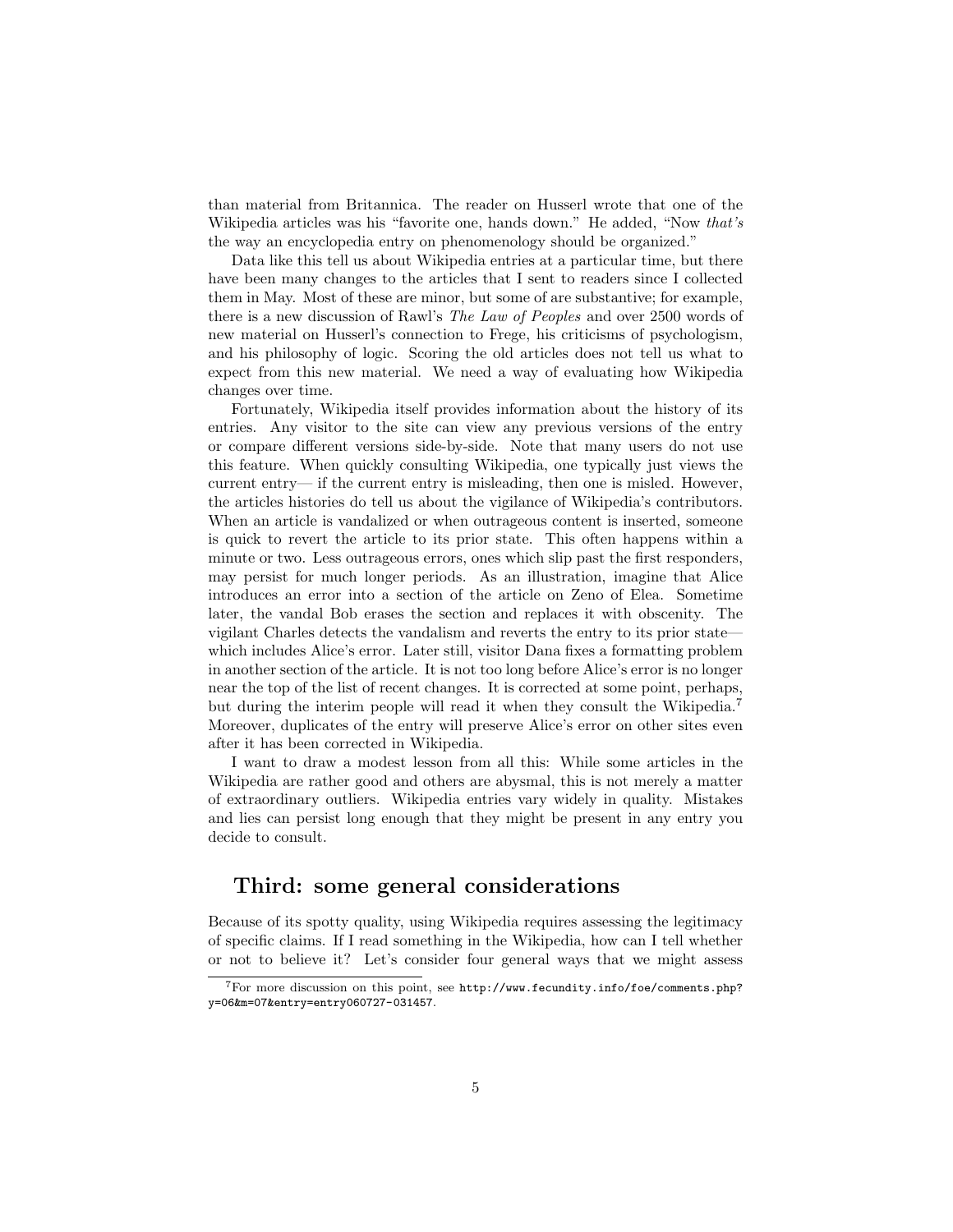than material from Britannica. The reader on Husserl wrote that one of the Wikipedia articles was his "favorite one, hands down." He added, "Now *that's* the way an encyclopedia entry on phenomenology should be organized."

Data like this tell us about Wikipedia entries at a particular time, but there have been many changes to the articles that I sent to readers since I collected them in May. Most of these are minor, but some of are substantive; for example, there is a new discussion of Rawl's *The Law of Peoples* and over 2500 words of new material on Husserl's connection to Frege, his criticisms of psychologism, and his philosophy of logic. Scoring the old articles does not tell us what to expect from this new material. We need a way of evaluating how Wikipedia changes over time.

Fortunately, Wikipedia itself provides information about the history of its entries. Any visitor to the site can view any previous versions of the entry or compare different versions side-by-side. Note that many users do not use this feature. When quickly consulting Wikipedia, one typically just views the current entry— if the current entry is misleading, then one is misled. However, the articles histories do tell us about the vigilance of Wikipedia's contributors. When an article is vandalized or when outrageous content is inserted, someone is quick to revert the article to its prior state. This often happens within a minute or two. Less outrageous errors, ones which slip past the first responders, may persist for much longer periods. As an illustration, imagine that Alice introduces an error into a section of the article on Zeno of Elea. Sometime later, the vandal Bob erases the section and replaces it with obscenity. The vigilant Charles detects the vandalism and reverts the entry to its prior state— which includes Alice's error. Later still, visitor Dana fixes a formatting problem in another section of the article. It is not too long before Alice's error is no longer near the top of the list of recent changes. It is corrected at some point, perhaps, but during the interim people will read it when they consult the Wikipedia.[7] Moreover, duplicates of the entry will preserve Alice's error on other sites even after it has been corrected in Wikipedia.

I want to draw a modest lesson from all this: While some articles in the Wikipedia are rather good and others are abysmal, this is not merely a matter of extraordinary outliers. Wikipedia entries vary widely in quality. Mistakes and lies can persist long enough that they might be present in any entry you decide to consult.

## Third: some general considerations

Because of its spotty quality, using Wikipedia requires assessing the legitimacy of specific claims. If I read something in the Wikipedia, how can I tell whether or not to believe it? Let's consider four general ways that we might assess

[7]For more discussion on this point, see `http://www.fecundity.info/foe/comments.php?y=06&m=07&entry=entry060727-031457`.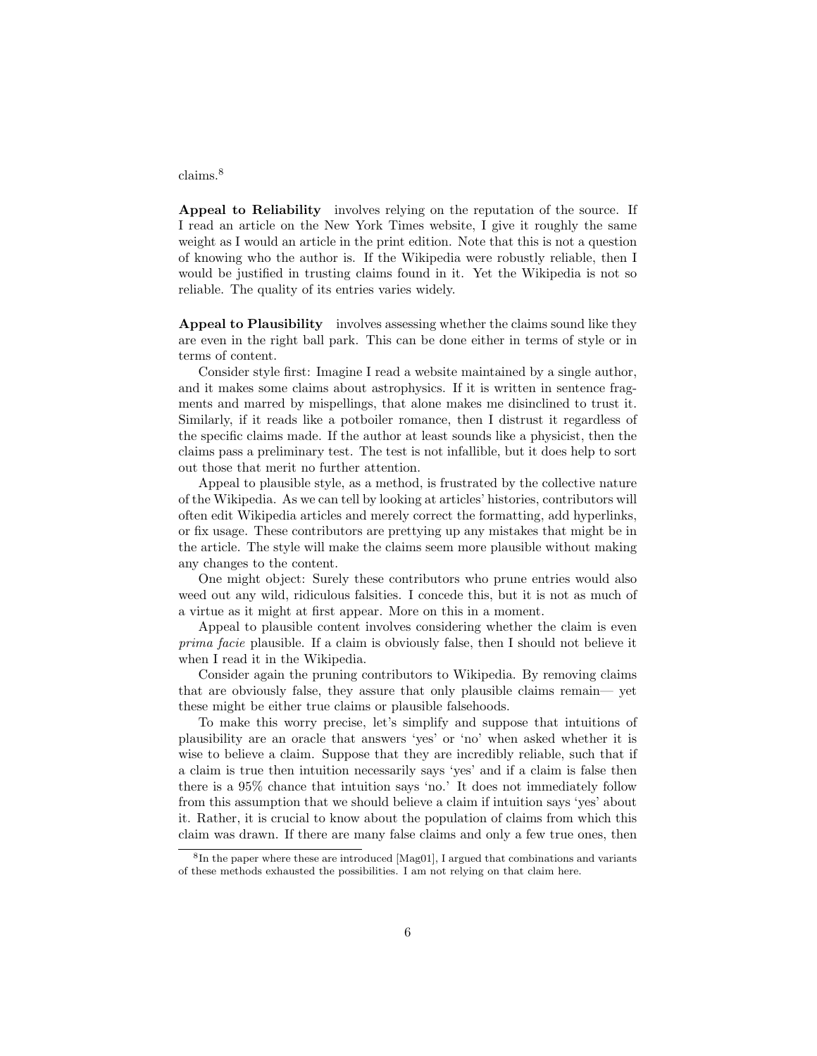claims.[8]

**Appeal to Reliability** involves relying on the reputation of the source. If I read an article on the New York Times website, I give it roughly the same weight as I would an article in the print edition. Note that this is not a question of knowing who the author is. If the Wikipedia were robustly reliable, then I would be justified in trusting claims found in it. Yet the Wikipedia is not so reliable. The quality of its entries varies widely.

**Appeal to Plausibility** involves assessing whether the claims sound like they are even in the right ball park. This can be done either in terms of style or in terms of content.

Consider style first: Imagine I read a website maintained by a single author, and it makes some claims about astrophysics. If it is written in sentence fragments and marred by mispellings, that alone makes me disinclined to trust it. Similarly, if it reads like a potboiler romance, then I distrust it regardless of the specific claims made. If the author at least sounds like a physicist, then the claims pass a preliminary test. The test is not infallible, but it does help to sort out those that merit no further attention.

Appeal to plausible style, as a method, is frustrated by the collective nature of the Wikipedia. As we can tell by looking at articles' histories, contributors will often edit Wikipedia articles and merely correct the formatting, add hyperlinks, or fix usage. These contributors are prettying up any mistakes that might be in the article. The style will make the claims seem more plausible without making any changes to the content.

One might object: Surely these contributors who prune entries would also weed out any wild, ridiculous falsities. I concede this, but it is not as much of a virtue as it might at first appear. More on this in a moment.

Appeal to plausible content involves considering whether the claim is even *prima facie* plausible. If a claim is obviously false, then I should not believe it when I read it in the Wikipedia.

Consider again the pruning contributors to Wikipedia. By removing claims that are obviously false, they assure that only plausible claims remain— yet these might be either true claims or plausible falsehoods.

To make this worry precise, let's simplify and suppose that intuitions of plausibility are an oracle that answers 'yes' or 'no' when asked whether it is wise to believe a claim. Suppose that they are incredibly reliable, such that if a claim is true then intuition necessarily says 'yes' and if a claim is false then there is a 95% chance that intuition says 'no.' It does not immediately follow from this assumption that we should believe a claim if intuition says 'yes' about it. Rather, it is crucial to know about the population of claims from which this claim was drawn. If there are many false claims and only a few true ones, then

[8] In the paper where these are introduced [Mag01], I argued that combinations and variants of these methods exhausted the possibilities. I am not relying on that claim here.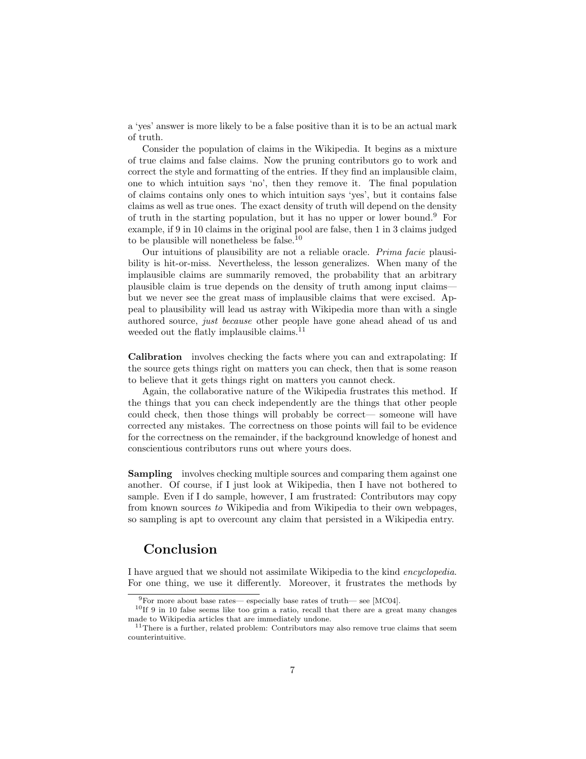a 'yes' answer is more likely to be a false positive than it is to be an actual mark of truth.

Consider the population of claims in the Wikipedia. It begins as a mixture of true claims and false claims. Now the pruning contributors go to work and correct the style and formatting of the entries. If they find an implausible claim, one to which intuition says 'no', then they remove it. The final population of claims contains only ones to which intuition says 'yes', but it contains false claims as well as true ones. The exact density of truth will depend on the density of truth in the starting population, but it has no upper or lower bound.[9] For example, if 9 in 10 claims in the original pool are false, then 1 in 3 claims judged to be plausible will nonetheless be false.[10]

Our intuitions of plausibility are not a reliable oracle. *Prima facie* plausibility is hit-or-miss. Nevertheless, the lesson generalizes. When many of the implausible claims are summarily removed, the probability that an arbitrary plausible claim is true depends on the density of truth among input claims— but we never see the great mass of implausible claims that were excised. Appeal to plausibility will lead us astray with Wikipedia more than with a single authored source, *just because* other people have gone ahead ahead of us and weeded out the flatly implausible claims.[11]

**Calibration** involves checking the facts where you can and extrapolating: If the source gets things right on matters you can check, then that is some reason to believe that it gets things right on matters you cannot check.

Again, the collaborative nature of the Wikipedia frustrates this method. If the things that you can check independently are the things that other people could check, then those things will probably be correct— someone will have corrected any mistakes. The correctness on those points will fail to be evidence for the correctness on the remainder, if the background knowledge of honest and conscientious contributors runs out where yours does.

**Sampling** involves checking multiple sources and comparing them against one another. Of course, if I just look at Wikipedia, then I have not bothered to sample. Even if I do sample, however, I am frustrated: Contributors may copy from known sources *to* Wikipedia and from Wikipedia to their own webpages, so sampling is apt to overcount any claim that persisted in a Wikipedia entry.

## Conclusion

I have argued that we should not assimilate Wikipedia to the kind *encyclopedia*. For one thing, we use it differently. Moreover, it frustrates the methods by

---

[9] For more about base rates— especially base rates of truth— see [MC04].

[10] If 9 in 10 false seems like too grim a ratio, recall that there are a great many changes made to Wikipedia articles that are immediately undone.

[11] There is a further, related problem: Contributors may also remove true claims that seem counterintuitive.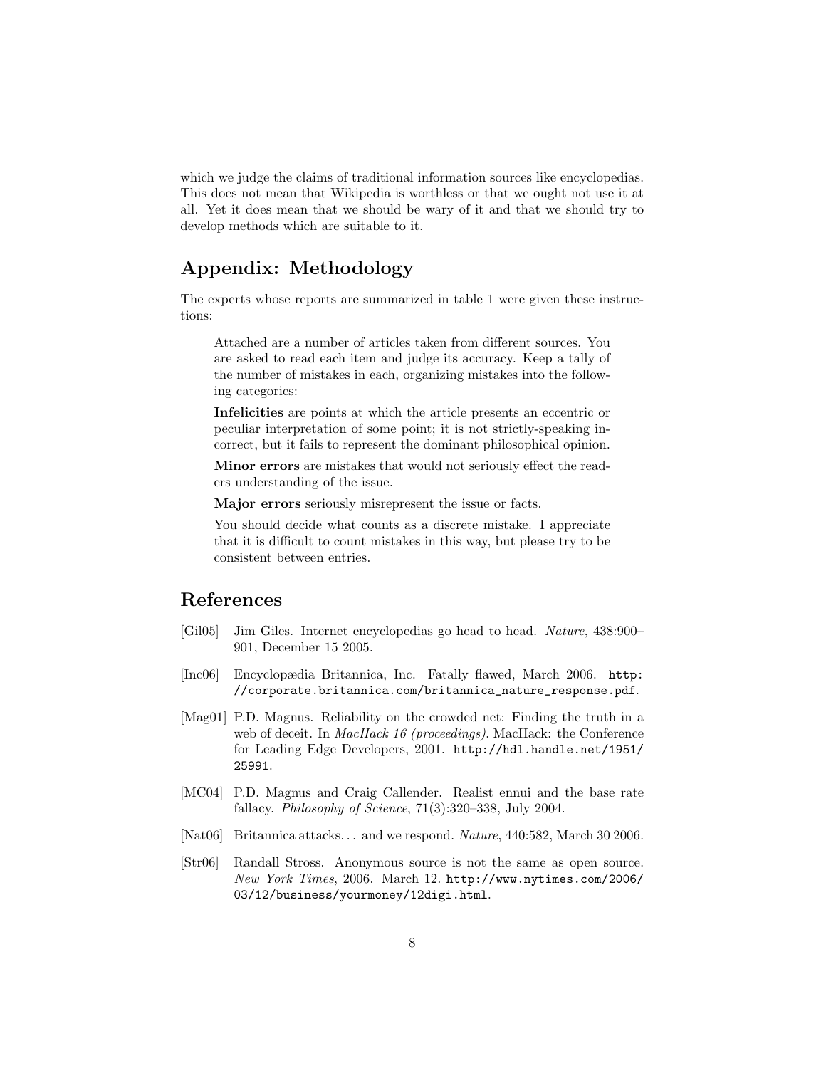which we judge the claims of traditional information sources like encyclopedias. This does not mean that Wikipedia is worthless or that we ought not use it at all. Yet it does mean that we should be wary of it and that we should try to develop methods which are suitable to it.

## Appendix: Methodology

The experts whose reports are summarized in table 1 were given these instructions:

> Attached are a number of articles taken from different sources. You are asked to read each item and judge its accuracy. Keep a tally of the number of mistakes in each, organizing mistakes into the following categories:
>
> **Infelicities** are points at which the article presents an eccentric or peculiar interpretation of some point; it is not strictly-speaking incorrect, but it fails to represent the dominant philosophical opinion.
>
> **Minor errors** are mistakes that would not seriously effect the readers understanding of the issue.
>
> **Major errors** seriously misrepresent the issue or facts.
>
> You should decide what counts as a discrete mistake. I appreciate that it is difficult to count mistakes in this way, but please try to be consistent between entries.

## References

[Gil05] Jim Giles. Internet encyclopedias go head to head. *Nature*, 438:900–901, December 15 2005.

[Inc06] Encyclopædia Britannica, Inc. Fatally flawed, March 2006. http://corporate.britannica.com/britannica_nature_response.pdf.

[Mag01] P.D. Magnus. Reliability on the crowded net: Finding the truth in a web of deceit. In *MacHack 16 (proceedings)*. MacHack: the Conference for Leading Edge Developers, 2001. http://hdl.handle.net/1951/25991.

[MC04] P.D. Magnus and Craig Callender. Realist ennui and the base rate fallacy. *Philosophy of Science*, 71(3):320–338, July 2004.

[Nat06] Britannica attacks… and we respond. *Nature*, 440:582, March 30 2006.

[Str06] Randall Stross. Anonymous source is not the same as open source. *New York Times*, 2006. March 12. http://www.nytimes.com/2006/03/12/business/yourmoney/12digi.html.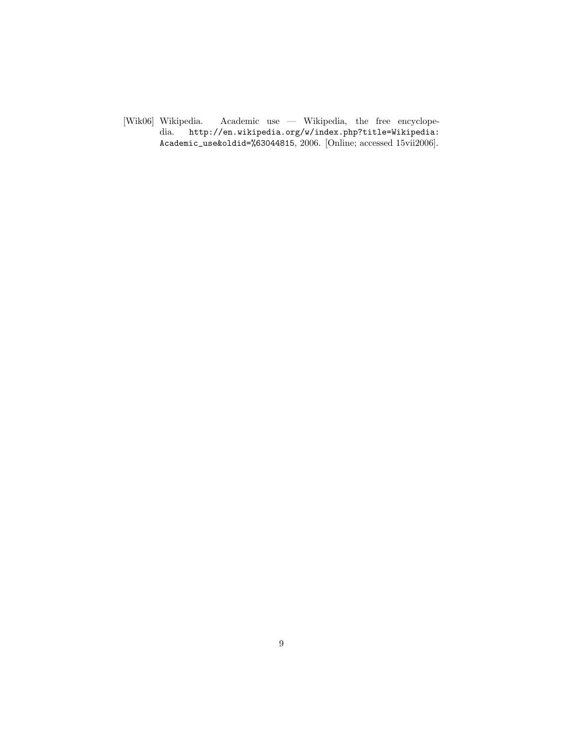[Wik06] Wikipedia. Academic use — Wikipedia, the free encyclopedia. `http://en.wikipedia.org/w/index.php?title=Wikipedia:Academic_use&oldid=%63044815`, 2006. [Online; accessed 15vii2006].